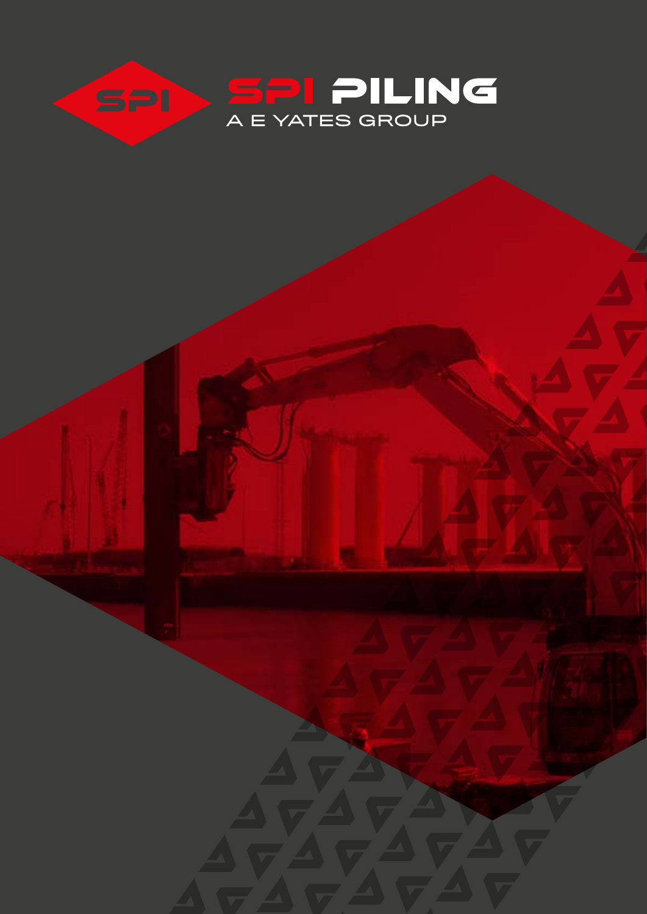# SPI PILING

A E YATES GROUP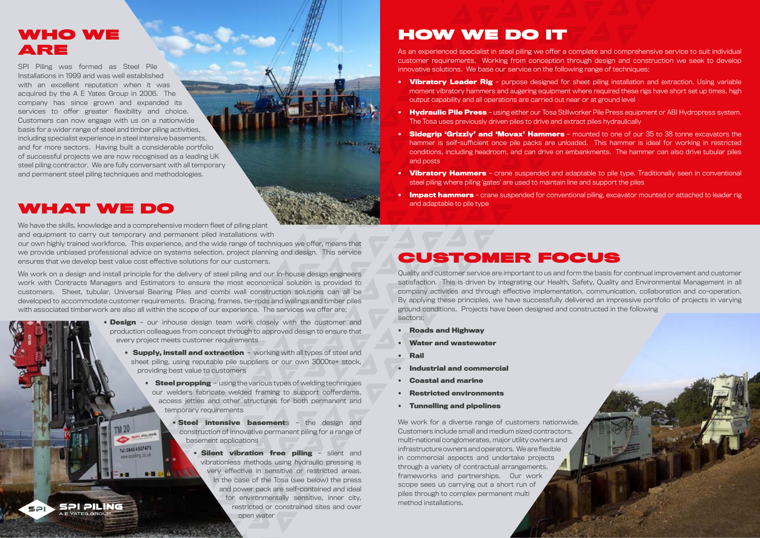## WHO WE ARE

SPI Piling was formed as Steel Pile Installations in 1999 and was well established with an excellent reputation when it was acquired by the A E Yates Group in 2006. The company has since grown and expanded its services to offer greater flexibility and choice. Customers can now engage with us on a nationwide basis for a wider range of steel and timber piling activities, including specialist experience in steel intensive basements, and for more sectors. Having built a considerable portfolio of successful projects we are now recognised as a leading UK steel piling contractor. We are fully conversant with all temporary and permanent steel piling techniques and methodologies.

## WHAT WE DO

We have the skills, knowledge and a comprehensive modern fleet of piling plant and equipment to carry out temporary and permanent piled installations with our own highly trained workforce. This experience, and the wide range of techniques we offer, means that we provide unbiased professional advice on systems selection, project planning and design. This service ensures that we develop best value cost effective solutions for our customers.

We work on a design and install principle for the delivery of steel piling and our in-house design engineers work with Contracts Managers and Estimators to ensure the most economical solution is provided to customers. Sheet, tubular, Universal Bearing Piles and combi wall construction solutions can all be developed to accommodate customer requirements. Bracing, frames, tie-rods and walings and timber piles with associated timberwork are also all within the scope of our experience. The services we offer are;

- **Design** – our inhouse design team work closely with the customer and production colleagues from concept through to approved design to ensure that every project meets customer requirements
- **Supply, install and extraction** – working with all types of steel and sheet piling, using reputable pile suppliers or our own 3000te+ stock, providing best value to customers
- **Steel propping** – using the various types of welding techniques our welders fabricate welded framing to support cofferdams, access jetties and other structures for both permanent and temporary requirements
- **Steel intensive basements** – the design and construction of innovative permanent piling for a range of basement applications
- **Silent vibration free piling** – silent and vibrationless methods using hydraulic pressing is very effective in sensitive or restricted areas. In the case of the Tosa (see below) the press and power pack are self-contained and ideal for environmentally sensitive, inner city, restricted or constrained sites and over open water

## HOW WE DO IT

As an experienced specialist in steel piling we offer a complete and comprehensive service to suit individual customer requirements. Working from conception through design and construction we seek to develop innovative solutions. We base our service on the following range of techniques;

- **Vibratory Leader Rig** – purpose designed for sheet piling installation and extraction. Using variable moment vibratory hammers and augering equipment where required these rigs have short set up times, high output capability and all operations are carried out near or at ground level
- **Hydraulic Pile Press** – using either our Tosa Stillworker Pile Press equipment or ABI Hydropress system. The Tosa uses previously driven piles to drive and extract piles hydraulically
- **Sidegrip 'Grizzly' and 'Movax' Hammers** – mounted to one of our 35 to 38 tonne excavators the hammer is self-sufficient once pile packs are unloaded. This hammer is ideal for working in restricted conditions, including headroom, and can drive on embankments. The hammer can also drive tubular piles and posts
- **Vibratory Hammers** – crane suspended and adaptable to pile type. Traditionally seen in conventional steel piling where piling 'gates' are used to maintain line and support the piles
- **Impact hammers** – crane suspended for conventional piling, excavator mounted or attached to leader rig and adaptable to pile type

## CUSTOMER FOCUS

Quality and customer service are important to us and form the basis for continual improvement and customer satisfaction. This is driven by integrating our Health, Safety, Quality and Environmental Management in all company activities and through effective implementation, communication, collaboration and co-operation. By applying these principles, we have successfully delivered an impressive portfolio of projects in varying ground conditions. Projects have been designed and constructed in the following sectors;

- **Roads and Highway**
- **Water and wastewater**
- **Rail**
- **Industrial and commercial**
- **Coastal and marine**
- **Restricted environments**
- **Tunnelling and pipelines**

We work for a diverse range of customers nationwide. Customers include small and medium sized contractors, multi-national conglomerates, major utility owners and infrastructure owners and operators. We are flexible in commercial aspects and undertake projects through a variety of contractual arrangements, frameworks and partnerships. Our work scope sees us carrying out a short run of piles through to complex permanent multi method installations.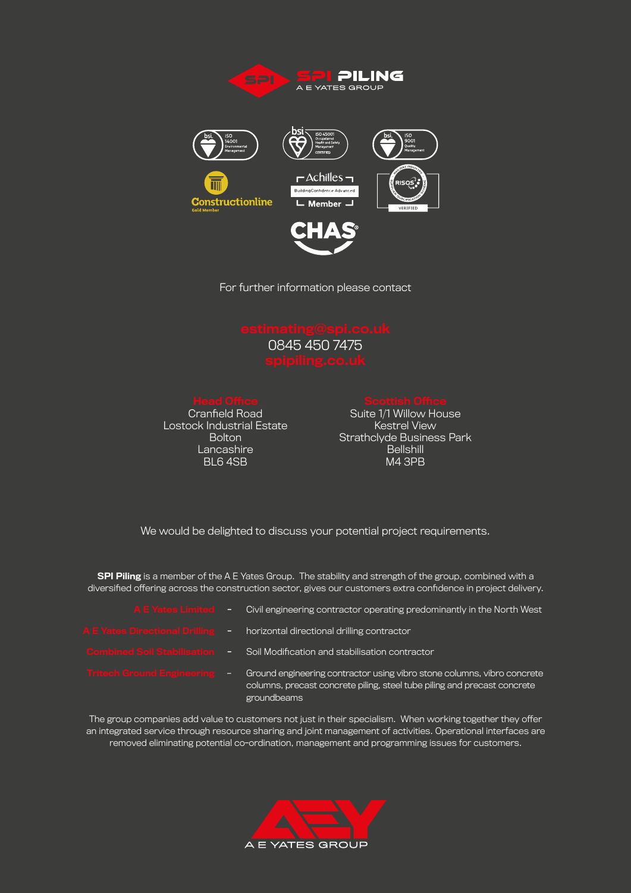SPI PILING
A E YATES GROUP

For further information please contact

estimating@spi.co.uk
0845 450 7475
spipiling.co.uk

**Head Office**
Cranfield Road
Lostock Industrial Estate
Bolton
Lancashire
BL6 4SB

**Scottish Office**
Suite 1/1 Willow House
Kestrel View
Strathclyde Business Park
Bellshill
M4 3PB

We would be delighted to discuss your potential project requirements.

**SPI Piling** is a member of the A E Yates Group. The stability and strength of the group, combined with a diversified offering across the construction sector, gives our customers extra confidence in project delivery.

- **A E Yates Limited** – Civil engineering contractor operating predominantly in the North West
- **A E Yates Directional Drilling** – horizontal directional drilling contractor
- **Combined Soil Stabilisation** – Soil Modification and stabilisation contractor
- **Tritech Ground Engineering** – Ground engineering contractor using vibro stone columns, vibro concrete columns, precast concrete piling, steel tube piling and precast concrete groundbeams

The group companies add value to customers not just in their specialism. When working together they offer an integrated service through resource sharing and joint management of activities. Operational interfaces are removed eliminating potential co-ordination, management and programming issues for customers.

A E YATES GROUP